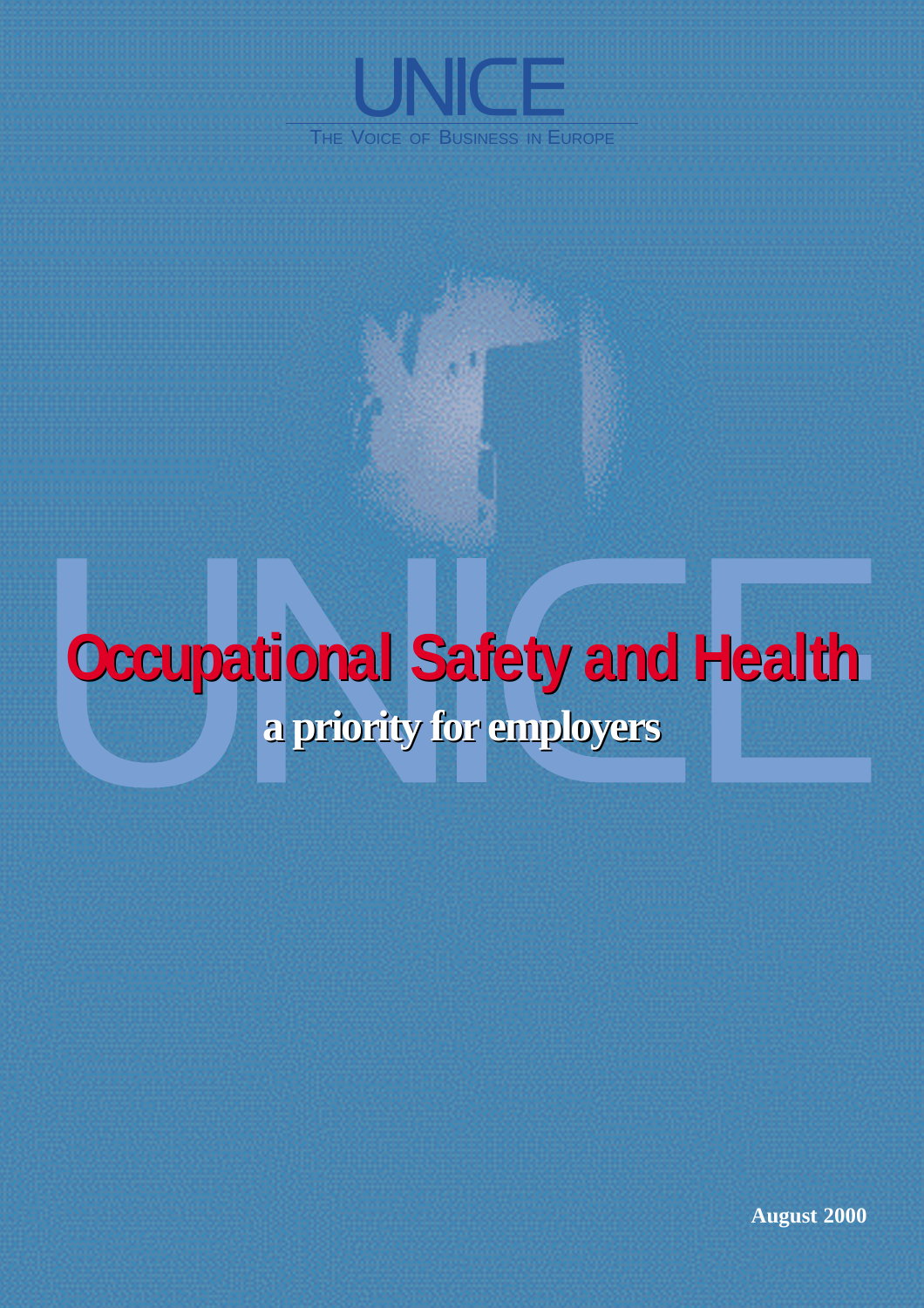UNICE

THE VOICE OF BUSINESS IN EUROPE

# Occupational Safety and Health

## a priority for employers

**August 2000**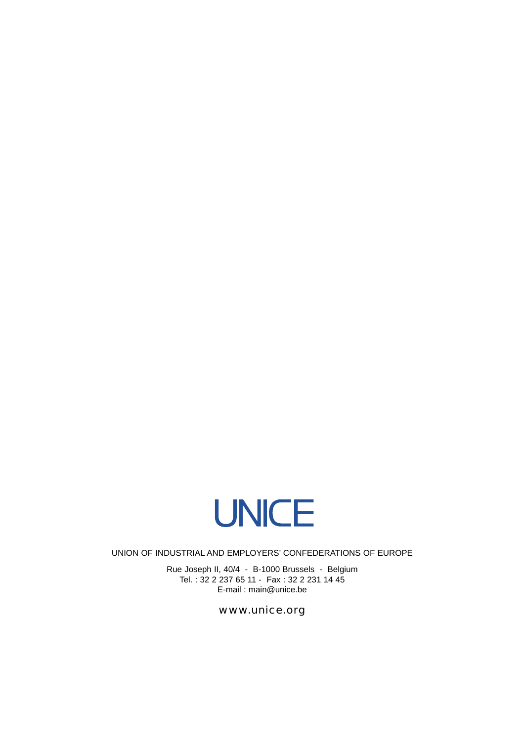# UNICE

UNION OF INDUSTRIAL AND EMPLOYERS' CONFEDERATIONS OF EUROPE

Rue Joseph II, 40/4 - B-1000 Brussels - Belgium
Tel. : 32 2 237 65 11 - Fax : 32 2 231 14 45
E-mail : main@unice.be

www.unice.org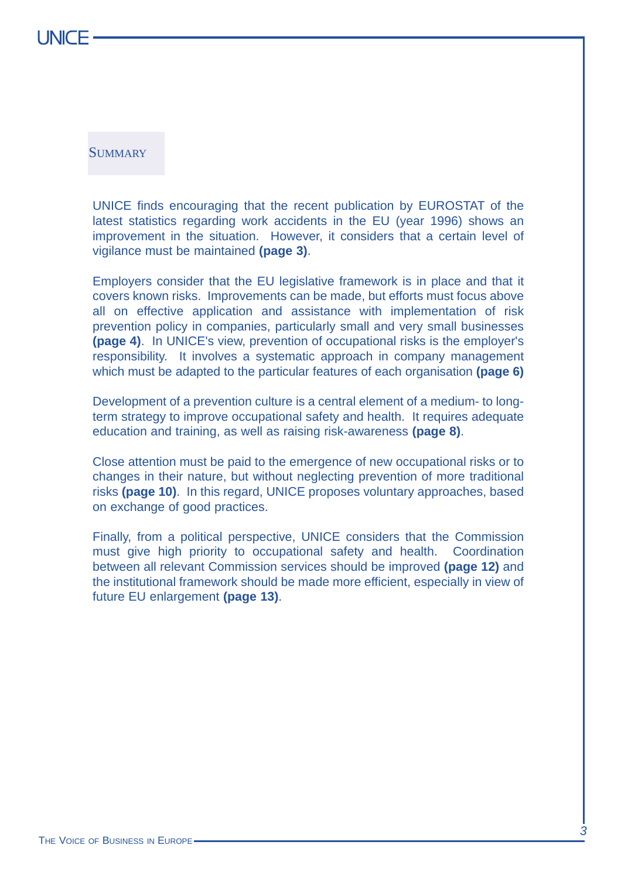## SUMMARY

UNICE finds encouraging that the recent publication by EUROSTAT of the latest statistics regarding work accidents in the EU (year 1996) shows an improvement in the situation. However, it considers that a certain level of vigilance must be maintained **(page 3)**.

Employers consider that the EU legislative framework is in place and that it covers known risks. Improvements can be made, but efforts must focus above all on effective application and assistance with implementation of risk prevention policy in companies, particularly small and very small businesses **(page 4)**. In UNICE's view, prevention of occupational risks is the employer's responsibility. It involves a systematic approach in company management which must be adapted to the particular features of each organisation **(page 6)**

Development of a prevention culture is a central element of a medium- to long-term strategy to improve occupational safety and health. It requires adequate education and training, as well as raising risk-awareness **(page 8)**.

Close attention must be paid to the emergence of new occupational risks or to changes in their nature, but without neglecting prevention of more traditional risks **(page 10)**. In this regard, UNICE proposes voluntary approaches, based on exchange of good practices.

Finally, from a political perspective, UNICE considers that the Commission must give high priority to occupational safety and health. Coordination between all relevant Commission services should be improved **(page 12)** and the institutional framework should be made more efficient, especially in view of future EU enlargement **(page 13)**.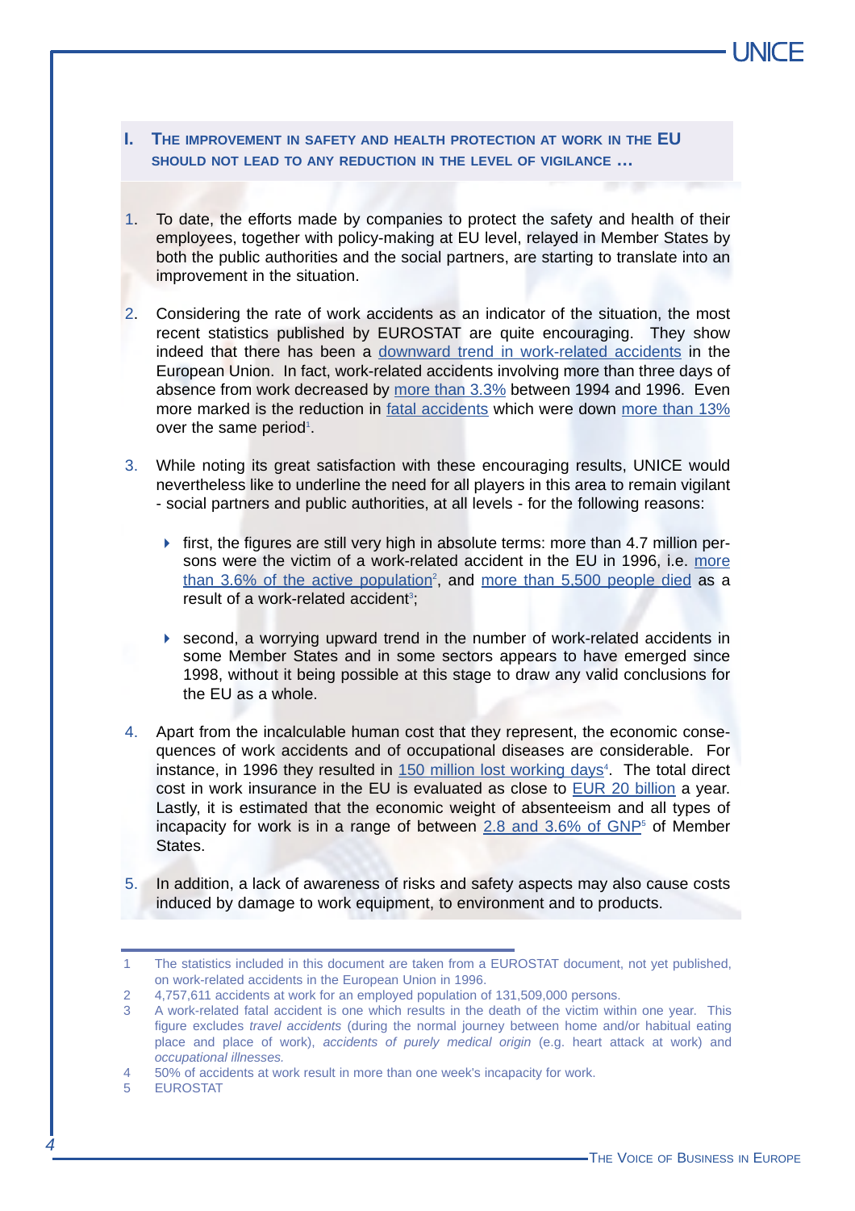## I. The improvement in safety and health protection at work in the EU should not lead to any reduction in the level of vigilance ...

1. To date, the efforts made by companies to protect the safety and health of their employees, together with policy-making at EU level, relayed in Member States by both the public authorities and the social partners, are starting to translate into an improvement in the situation.

2. Considering the rate of work accidents as an indicator of the situation, the most recent statistics published by EUROSTAT are quite encouraging. They show indeed that there has been a downward trend in work-related accidents in the European Union. In fact, work-related accidents involving more than three days of absence from work decreased by more than 3.3% between 1994 and 1996. Even more marked is the reduction in fatal accidents which were down more than 13% over the same period[1].

3. While noting its great satisfaction with these encouraging results, UNICE would nevertheless like to underline the need for all players in this area to remain vigilant - social partners and public authorities, at all levels - for the following reasons:

   - first, the figures are still very high in absolute terms: more than 4.7 million persons were the victim of a work-related accident in the EU in 1996, i.e. more than 3.6% of the active population[2], and more than 5,500 people died as a result of a work-related accident[3];

   - second, a worrying upward trend in the number of work-related accidents in some Member States and in some sectors appears to have emerged since 1998, without it being possible at this stage to draw any valid conclusions for the EU as a whole.

4. Apart from the incalculable human cost that they represent, the economic consequences of work accidents and of occupational diseases are considerable. For instance, in 1996 they resulted in 150 million lost working days[4]. The total direct cost in work insurance in the EU is evaluated as close to EUR 20 billion a year. Lastly, it is estimated that the economic weight of absenteeism and all types of incapacity for work is in a range of between 2.8 and 3.6% of GNP[5] of Member States.

5. In addition, a lack of awareness of risks and safety aspects may also cause costs induced by damage to work equipment, to environment and to products.

---

1 The statistics included in this document are taken from a EUROSTAT document, not yet published, on work-related accidents in the European Union in 1996.

2 4,757,611 accidents at work for an employed population of 131,509,000 persons.

3 A work-related fatal accident is one which results in the death of the victim within one year. This figure excludes *travel accidents* (during the normal journey between home and/or habitual eating place and place of work), *accidents of purely medical origin* (e.g. heart attack at work) and *occupational illnesses.*

4 50% of accidents at work result in more than one week's incapacity for work.

5 EUROSTAT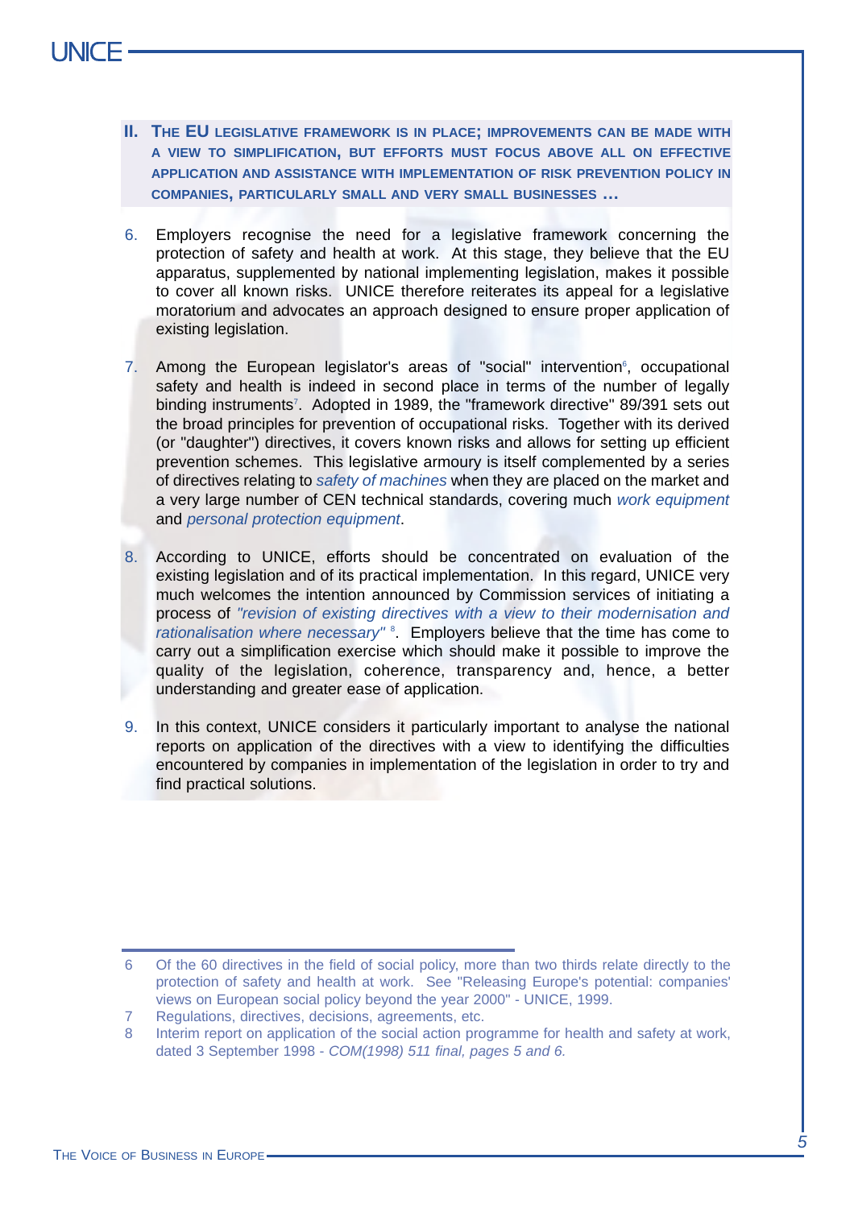## II. The EU legislative framework is in place; improvements can be made with a view to simplification, but efforts must focus above all on effective application and assistance with implementation of risk prevention policy in companies, particularly small and very small businesses ...

6. Employers recognise the need for a legislative framework concerning the protection of safety and health at work. At this stage, they believe that the EU apparatus, supplemented by national implementing legislation, makes it possible to cover all known risks. UNICE therefore reiterates its appeal for a legislative moratorium and advocates an approach designed to ensure proper application of existing legislation.

7. Among the European legislator's areas of "social" intervention[6], occupational safety and health is indeed in second place in terms of the number of legally binding instruments[7]. Adopted in 1989, the "framework directive" 89/391 sets out the broad principles for prevention of occupational risks. Together with its derived (or "daughter") directives, it covers known risks and allows for setting up efficient prevention schemes. This legislative armoury is itself complemented by a series of directives relating to *safety of machines* when they are placed on the market and a very large number of CEN technical standards, covering much *work equipment* and *personal protection equipment*.

8. According to UNICE, efforts should be concentrated on evaluation of the existing legislation and of its practical implementation. In this regard, UNICE very much welcomes the intention announced by Commission services of initiating a process of *"revision of existing directives with a view to their modernisation and rationalisation where necessary"* [8]. Employers believe that the time has come to carry out a simplification exercise which should make it possible to improve the quality of the legislation, coherence, transparency and, hence, a better understanding and greater ease of application.

9. In this context, UNICE considers it particularly important to analyse the national reports on application of the directives with a view to identifying the difficulties encountered by companies in implementation of the legislation in order to try and find practical solutions.

---

6 Of the 60 directives in the field of social policy, more than two thirds relate directly to the protection of safety and health at work. See "Releasing Europe's potential: companies' views on European social policy beyond the year 2000" - UNICE, 1999.

7 Regulations, directives, decisions, agreements, etc.

8 Interim report on application of the social action programme for health and safety at work, dated 3 September 1998 - *COM(1998) 511 final, pages 5 and 6.*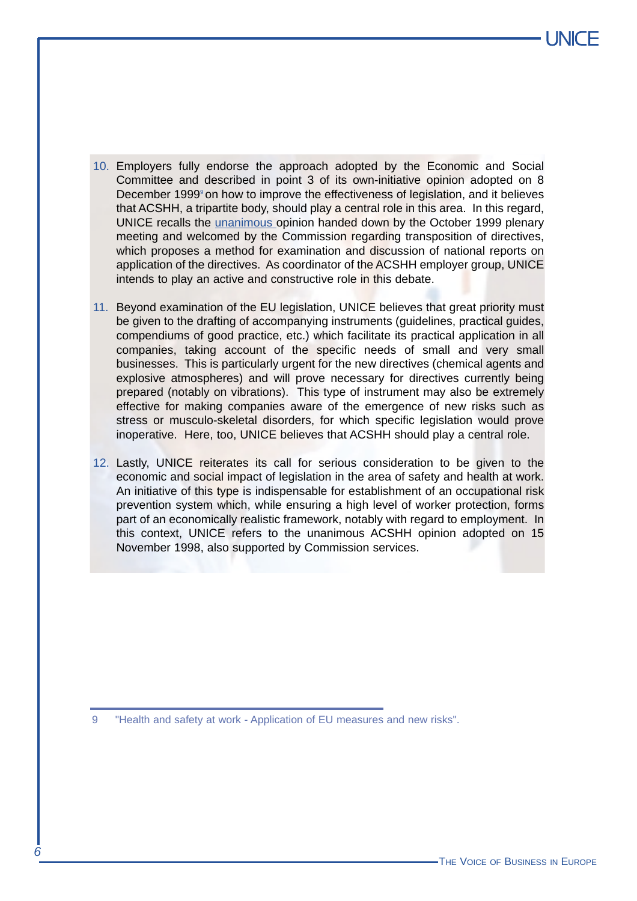10. Employers fully endorse the approach adopted by the Economic and Social Committee and described in point 3 of its own-initiative opinion adopted on 8 December 1999[9] on how to improve the effectiveness of legislation, and it believes that ACSHH, a tripartite body, should play a central role in this area. In this regard, UNICE recalls the unanimous opinion handed down by the October 1999 plenary meeting and welcomed by the Commission regarding transposition of directives, which proposes a method for examination and discussion of national reports on application of the directives. As coordinator of the ACSHH employer group, UNICE intends to play an active and constructive role in this debate.

11. Beyond examination of the EU legislation, UNICE believes that great priority must be given to the drafting of accompanying instruments (guidelines, practical guides, compendiums of good practice, etc.) which facilitate its practical application in all companies, taking account of the specific needs of small and very small businesses. This is particularly urgent for the new directives (chemical agents and explosive atmospheres) and will prove necessary for directives currently being prepared (notably on vibrations). This type of instrument may also be extremely effective for making companies aware of the emergence of new risks such as stress or musculo-skeletal disorders, for which specific legislation would prove inoperative. Here, too, UNICE believes that ACSHH should play a central role.

12. Lastly, UNICE reiterates its call for serious consideration to be given to the economic and social impact of legislation in the area of safety and health at work. An initiative of this type is indispensable for establishment of an occupational risk prevention system which, while ensuring a high level of worker protection, forms part of an economically realistic framework, notably with regard to employment. In this context, UNICE refers to the unanimous ACSHH opinion adopted on 15 November 1998, also supported by Commission services.

---

9 "Health and safety at work - Application of EU measures and new risks".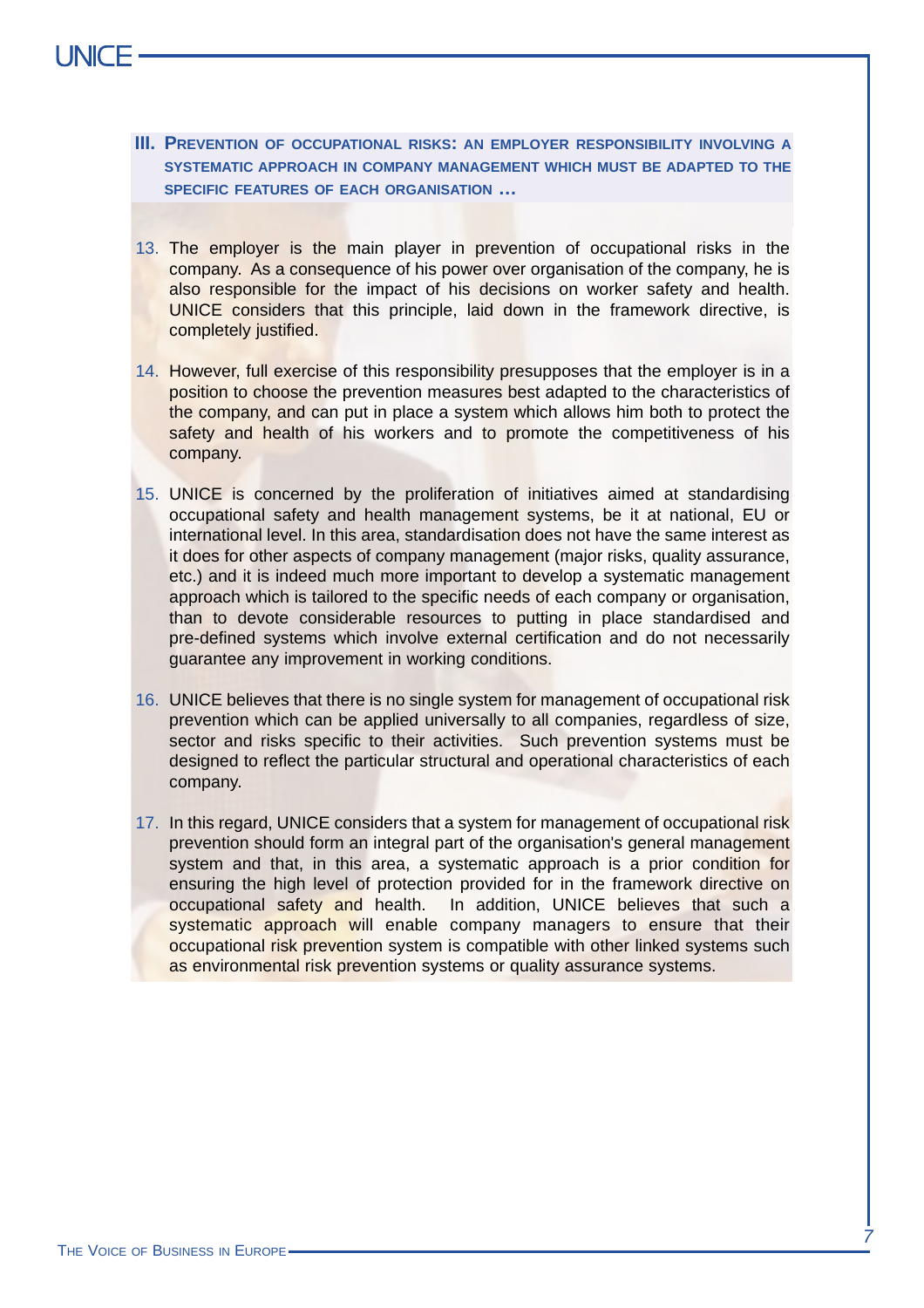## III. Prevention of occupational risks: an employer responsibility involving a systematic approach in company management which must be adapted to the specific features of each organisation ...

13. The employer is the main player in prevention of occupational risks in the company. As a consequence of his power over organisation of the company, he is also responsible for the impact of his decisions on worker safety and health. UNICE considers that this principle, laid down in the framework directive, is completely justified.

14. However, full exercise of this responsibility presupposes that the employer is in a position to choose the prevention measures best adapted to the characteristics of the company, and can put in place a system which allows him both to protect the safety and health of his workers and to promote the competitiveness of his company.

15. UNICE is concerned by the proliferation of initiatives aimed at standardising occupational safety and health management systems, be it at national, EU or international level. In this area, standardisation does not have the same interest as it does for other aspects of company management (major risks, quality assurance, etc.) and it is indeed much more important to develop a systematic management approach which is tailored to the specific needs of each company or organisation, than to devote considerable resources to putting in place standardised and pre-defined systems which involve external certification and do not necessarily guarantee any improvement in working conditions.

16. UNICE believes that there is no single system for management of occupational risk prevention which can be applied universally to all companies, regardless of size, sector and risks specific to their activities. Such prevention systems must be designed to reflect the particular structural and operational characteristics of each company.

17. In this regard, UNICE considers that a system for management of occupational risk prevention should form an integral part of the organisation's general management system and that, in this area, a systematic approach is a prior condition for ensuring the high level of protection provided for in the framework directive on occupational safety and health. In addition, UNICE believes that such a systematic approach will enable company managers to ensure that their occupational risk prevention system is compatible with other linked systems such as environmental risk prevention systems or quality assurance systems.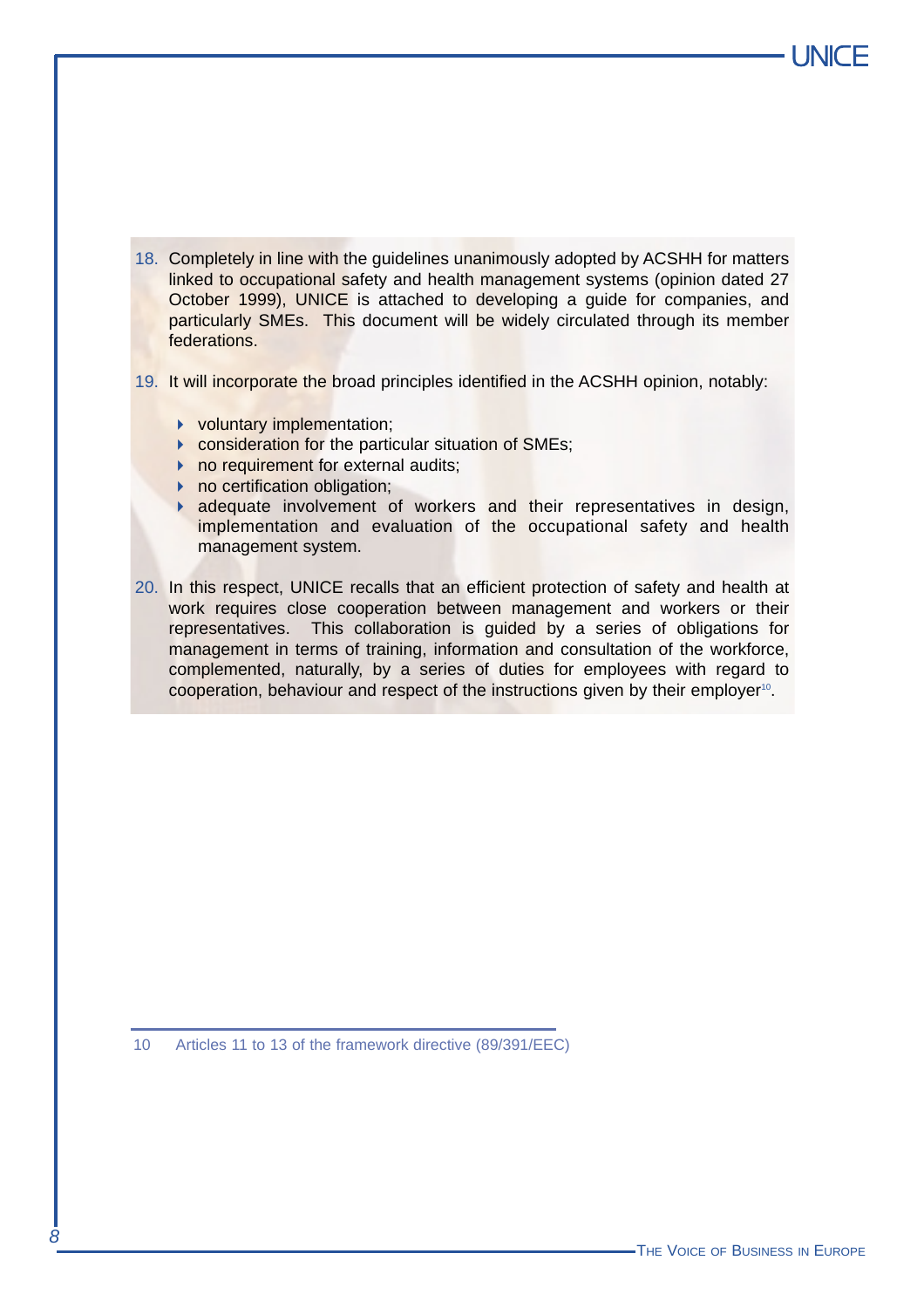18. Completely in line with the guidelines unanimously adopted by ACSHH for matters linked to occupational safety and health management systems (opinion dated 27 October 1999), UNICE is attached to developing a guide for companies, and particularly SMEs. This document will be widely circulated through its member federations.

19. It will incorporate the broad principles identified in the ACSHH opinion, notably:

    - voluntary implementation;
    - consideration for the particular situation of SMEs;
    - no requirement for external audits;
    - no certification obligation;
    - adequate involvement of workers and their representatives in design, implementation and evaluation of the occupational safety and health management system.

20. In this respect, UNICE recalls that an efficient protection of safety and health at work requires close cooperation between management and workers or their representatives. This collaboration is guided by a series of obligations for management in terms of training, information and consultation of the workforce, complemented, naturally, by a series of duties for employees with regard to cooperation, behaviour and respect of the instructions given by their employer[10].

---

10 Articles 11 to 13 of the framework directive (89/391/EEC)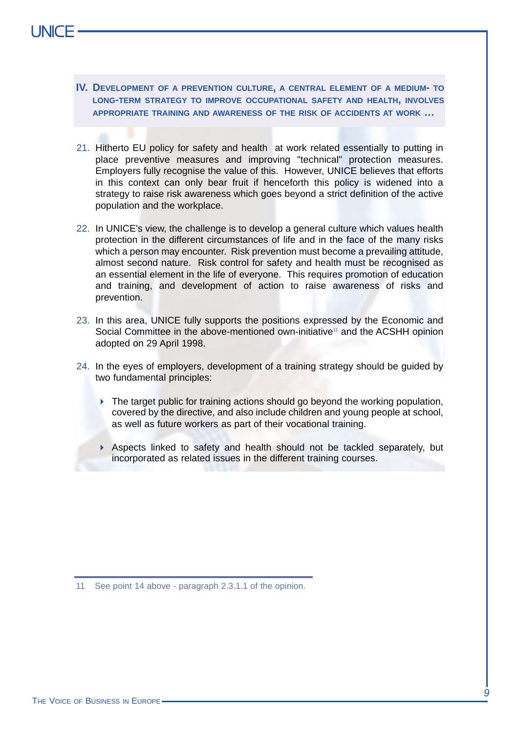## IV. Development of a prevention culture, a central element of a medium- to long-term strategy to improve occupational safety and health, involves appropriate training and awareness of the risk of accidents at work …

21. Hitherto EU policy for safety and health at work related essentially to putting in place preventive measures and improving "technical" protection measures. Employers fully recognise the value of this. However, UNICE believes that efforts in this context can only bear fruit if henceforth this policy is widened into a strategy to raise risk awareness which goes beyond a strict definition of the active population and the workplace.

22. In UNICE's view, the challenge is to develop a general culture which values health protection in the different circumstances of life and in the face of the many risks which a person may encounter. Risk prevention must become a prevailing attitude, almost second nature. Risk control for safety and health must be recognised as an essential element in the life of everyone. This requires promotion of education and training, and development of action to raise awareness of risks and prevention.

23. In this area, UNICE fully supports the positions expressed by the Economic and Social Committee in the above-mentioned own-initiative[11] and the ACSHH opinion adopted on 29 April 1998.

24. In the eyes of employers, development of a training strategy should be guided by two fundamental principles:

    - The target public for training actions should go beyond the working population, covered by the directive, and also include children and young people at school, as well as future workers as part of their vocational training.

    - Aspects linked to safety and health should not be tackled separately, but incorporated as related issues in the different training courses.

---

11 See point 14 above - paragraph 2.3.1.1 of the opinion.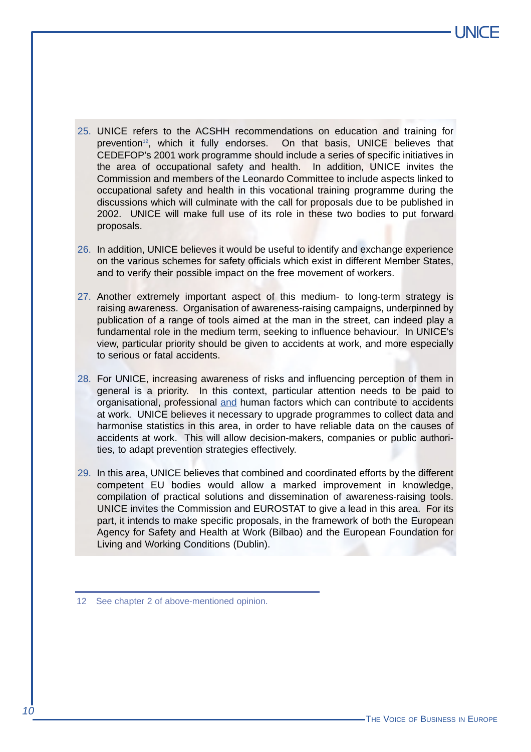25. UNICE refers to the ACSHH recommendations on education and training for prevention[12], which it fully endorses. On that basis, UNICE believes that CEDEFOP's 2001 work programme should include a series of specific initiatives in the area of occupational safety and health. In addition, UNICE invites the Commission and members of the Leonardo Committee to include aspects linked to occupational safety and health in this vocational training programme during the discussions which will culminate with the call for proposals due to be published in 2002. UNICE will make full use of its role in these two bodies to put forward proposals.

26. In addition, UNICE believes it would be useful to identify and exchange experience on the various schemes for safety officials which exist in different Member States, and to verify their possible impact on the free movement of workers.

27. Another extremely important aspect of this medium- to long-term strategy is raising awareness. Organisation of awareness-raising campaigns, underpinned by publication of a range of tools aimed at the man in the street, can indeed play a fundamental role in the medium term, seeking to influence behaviour. In UNICE's view, particular priority should be given to accidents at work, and more especially to serious or fatal accidents.

28. For UNICE, increasing awareness of risks and influencing perception of them in general is a priority. In this context, particular attention needs to be paid to organisational, professional and human factors which can contribute to accidents at work. UNICE believes it necessary to upgrade programmes to collect data and harmonise statistics in this area, in order to have reliable data on the causes of accidents at work. This will allow decision-makers, companies or public authorities, to adapt prevention strategies effectively.

29. In this area, UNICE believes that combined and coordinated efforts by the different competent EU bodies would allow a marked improvement in knowledge, compilation of practical solutions and dissemination of awareness-raising tools. UNICE invites the Commission and EUROSTAT to give a lead in this area. For its part, it intends to make specific proposals, in the framework of both the European Agency for Safety and Health at Work (Bilbao) and the European Foundation for Living and Working Conditions (Dublin).

---

12 See chapter 2 of above-mentioned opinion.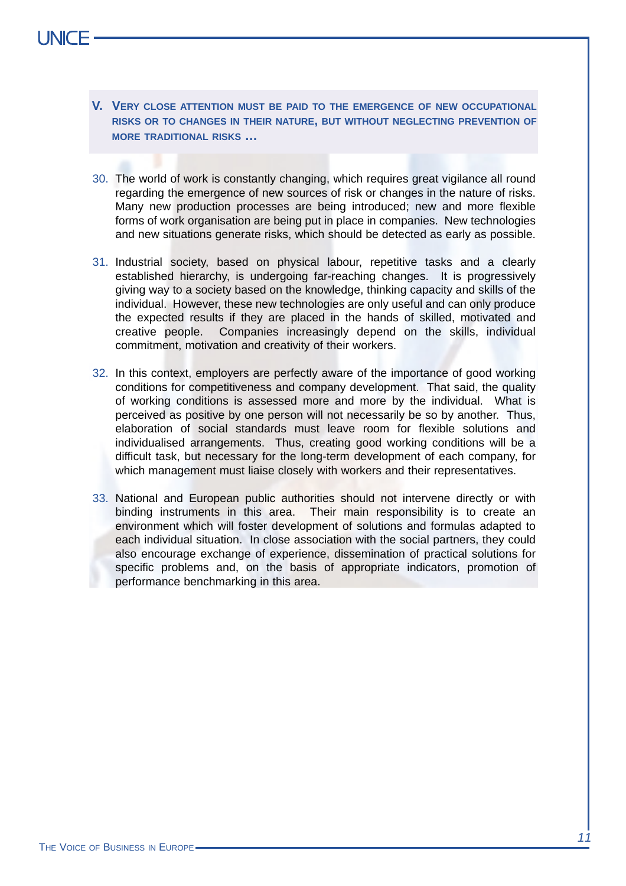## V. Very close attention must be paid to the emergence of new occupational risks or to changes in their nature, but without neglecting prevention of more traditional risks ...

30. The world of work is constantly changing, which requires great vigilance all round regarding the emergence of new sources of risk or changes in the nature of risks. Many new production processes are being introduced; new and more flexible forms of work organisation are being put in place in companies. New technologies and new situations generate risks, which should be detected as early as possible.

31. Industrial society, based on physical labour, repetitive tasks and a clearly established hierarchy, is undergoing far-reaching changes. It is progressively giving way to a society based on the knowledge, thinking capacity and skills of the individual. However, these new technologies are only useful and can only produce the expected results if they are placed in the hands of skilled, motivated and creative people. Companies increasingly depend on the skills, individual commitment, motivation and creativity of their workers.

32. In this context, employers are perfectly aware of the importance of good working conditions for competitiveness and company development. That said, the quality of working conditions is assessed more and more by the individual. What is perceived as positive by one person will not necessarily be so by another. Thus, elaboration of social standards must leave room for flexible solutions and individualised arrangements. Thus, creating good working conditions will be a difficult task, but necessary for the long-term development of each company, for which management must liaise closely with workers and their representatives.

33. National and European public authorities should not intervene directly or with binding instruments in this area. Their main responsibility is to create an environment which will foster development of solutions and formulas adapted to each individual situation. In close association with the social partners, they could also encourage exchange of experience, dissemination of practical solutions for specific problems and, on the basis of appropriate indicators, promotion of performance benchmarking in this area.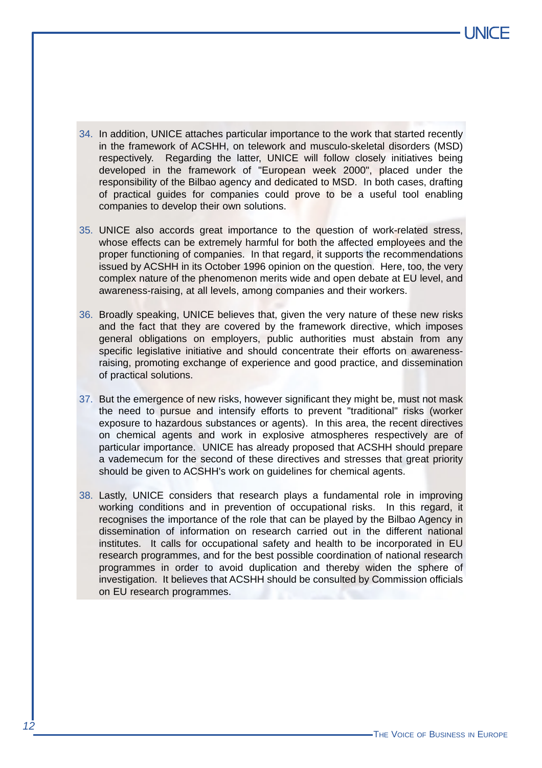34. In addition, UNICE attaches particular importance to the work that started recently in the framework of ACSHH, on telework and musculo-skeletal disorders (MSD) respectively. Regarding the latter, UNICE will follow closely initiatives being developed in the framework of "European week 2000", placed under the responsibility of the Bilbao agency and dedicated to MSD. In both cases, drafting of practical guides for companies could prove to be a useful tool enabling companies to develop their own solutions.

35. UNICE also accords great importance to the question of work-related stress, whose effects can be extremely harmful for both the affected employees and the proper functioning of companies. In that regard, it supports the recommendations issued by ACSHH in its October 1996 opinion on the question. Here, too, the very complex nature of the phenomenon merits wide and open debate at EU level, and awareness-raising, at all levels, among companies and their workers.

36. Broadly speaking, UNICE believes that, given the very nature of these new risks and the fact that they are covered by the framework directive, which imposes general obligations on employers, public authorities must abstain from any specific legislative initiative and should concentrate their efforts on awareness-raising, promoting exchange of experience and good practice, and dissemination of practical solutions.

37. But the emergence of new risks, however significant they might be, must not mask the need to pursue and intensify efforts to prevent "traditional" risks (worker exposure to hazardous substances or agents). In this area, the recent directives on chemical agents and work in explosive atmospheres respectively are of particular importance. UNICE has already proposed that ACSHH should prepare a vademecum for the second of these directives and stresses that great priority should be given to ACSHH's work on guidelines for chemical agents.

38. Lastly, UNICE considers that research plays a fundamental role in improving working conditions and in prevention of occupational risks. In this regard, it recognises the importance of the role that can be played by the Bilbao Agency in dissemination of information on research carried out in the different national institutes. It calls for occupational safety and health to be incorporated in EU research programmes, and for the best possible coordination of national research programmes in order to avoid duplication and thereby widen the sphere of investigation. It believes that ACSHH should be consulted by Commission officials on EU research programmes.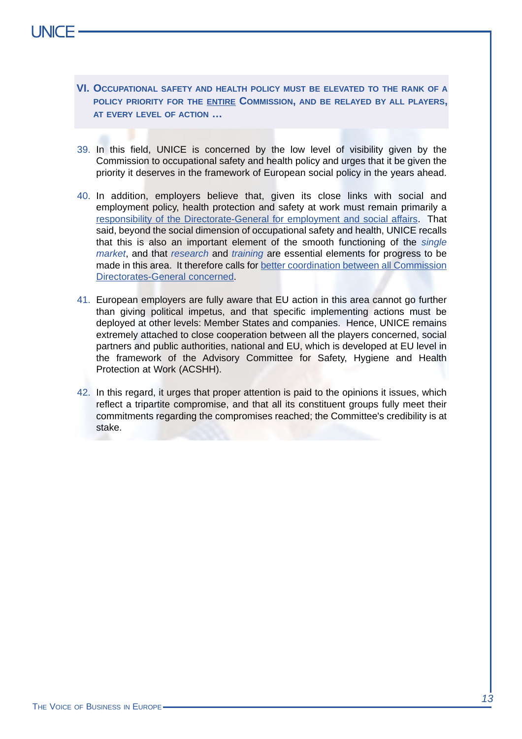## VI. Occupational safety and health policy must be elevated to the rank of a policy priority for the <u>entire</u> Commission, and be relayed by all players, at every level of action …

39. In this field, UNICE is concerned by the low level of visibility given by the Commission to occupational safety and health policy and urges that it be given the priority it deserves in the framework of European social policy in the years ahead.

40. In addition, employers believe that, given its close links with social and employment policy, health protection and safety at work must remain primarily a <u>responsibility of the Directorate-General for employment and social affairs</u>. That said, beyond the social dimension of occupational safety and health, UNICE recalls that this is also an important element of the smooth functioning of the *single market*, and that *research* and *training* are essential elements for progress to be made in this area. It therefore calls for <u>better coordination between all Commission Directorates-General concerned</u>.

41. European employers are fully aware that EU action in this area cannot go further than giving political impetus, and that specific implementing actions must be deployed at other levels: Member States and companies. Hence, UNICE remains extremely attached to close cooperation between all the players concerned, social partners and public authorities, national and EU, which is developed at EU level in the framework of the Advisory Committee for Safety, Hygiene and Health Protection at Work (ACSHH).

42. In this regard, it urges that proper attention is paid to the opinions it issues, which reflect a tripartite compromise, and that all its constituent groups fully meet their commitments regarding the compromises reached; the Committee's credibility is at stake.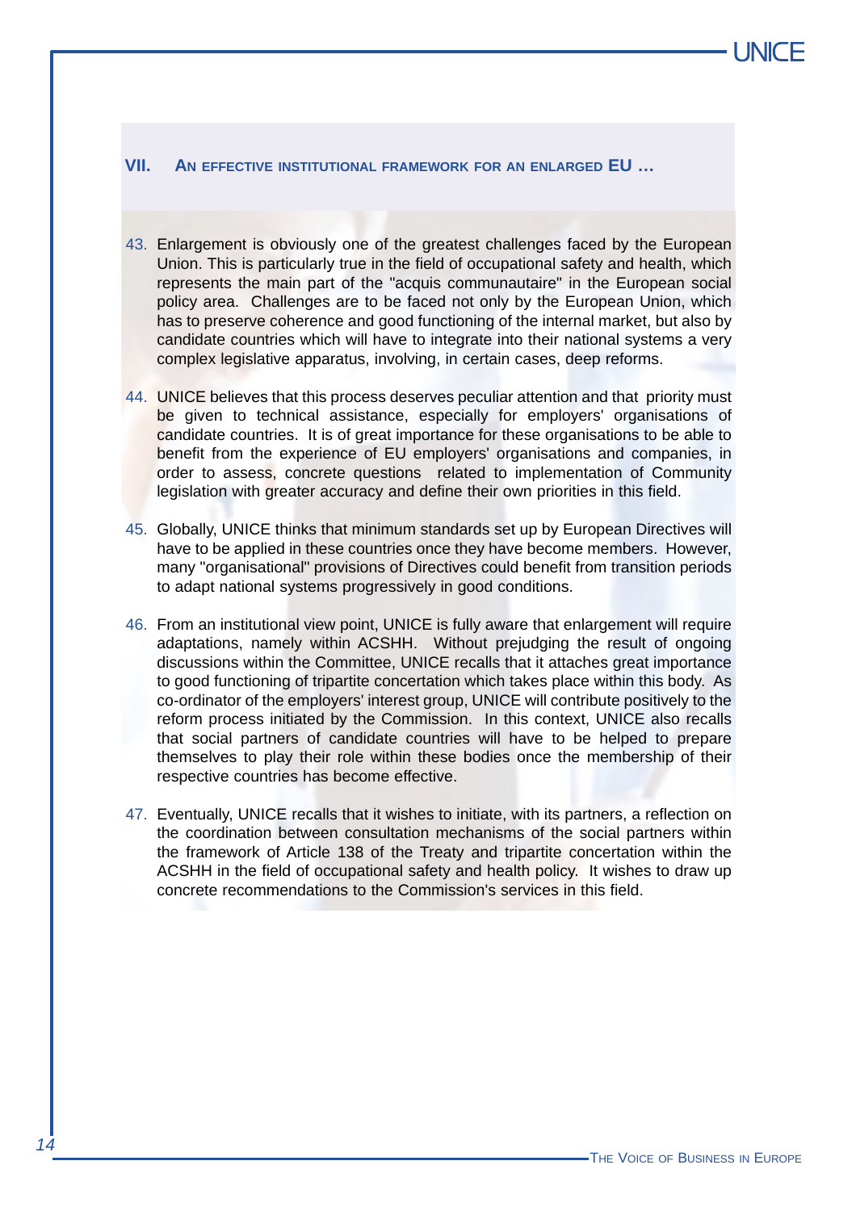## VII. An effective institutional framework for an enlarged EU …

43. Enlargement is obviously one of the greatest challenges faced by the European Union. This is particularly true in the field of occupational safety and health, which represents the main part of the "acquis communautaire" in the European social policy area. Challenges are to be faced not only by the European Union, which has to preserve coherence and good functioning of the internal market, but also by candidate countries which will have to integrate into their national systems a very complex legislative apparatus, involving, in certain cases, deep reforms.

44. UNICE believes that this process deserves peculiar attention and that priority must be given to technical assistance, especially for employers' organisations of candidate countries. It is of great importance for these organisations to be able to benefit from the experience of EU employers' organisations and companies, in order to assess, concrete questions related to implementation of Community legislation with greater accuracy and define their own priorities in this field.

45. Globally, UNICE thinks that minimum standards set up by European Directives will have to be applied in these countries once they have become members. However, many "organisational" provisions of Directives could benefit from transition periods to adapt national systems progressively in good conditions.

46. From an institutional view point, UNICE is fully aware that enlargement will require adaptations, namely within ACSHH. Without prejudging the result of ongoing discussions within the Committee, UNICE recalls that it attaches great importance to good functioning of tripartite concertation which takes place within this body. As co-ordinator of the employers' interest group, UNICE will contribute positively to the reform process initiated by the Commission. In this context, UNICE also recalls that social partners of candidate countries will have to be helped to prepare themselves to play their role within these bodies once the membership of their respective countries has become effective.

47. Eventually, UNICE recalls that it wishes to initiate, with its partners, a reflection on the coordination between consultation mechanisms of the social partners within the framework of Article 138 of the Treaty and tripartite concertation within the ACSHH in the field of occupational safety and health policy. It wishes to draw up concrete recommendations to the Commission's services in this field.